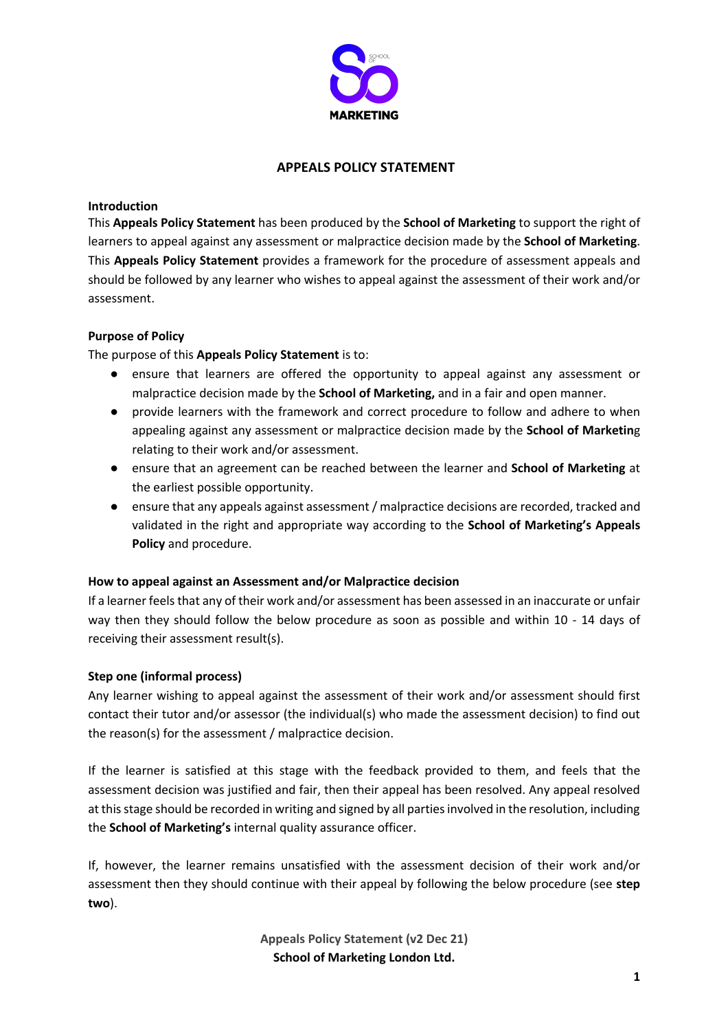# APPEALS POLICY STATEMENT

## Introduction

This **Appeals Policy Statement** has been produced by the **School of Marketing** to support the right of learners to appeal against any assessment or malpractice decision made by the **School of Marketing**. This **Appeals Policy Statement** provides a framework for the procedure of assessment appeals and should be followed by any learner who wishes to appeal against the assessment of their work and/or assessment.

## Purpose of Policy

The purpose of this **Appeals Policy Statement** is to:

- ensure that learners are offered the opportunity to appeal against any assessment or malpractice decision made by the **School of Marketing,** and in a fair and open manner.
- provide learners with the framework and correct procedure to follow and adhere to when appealing against any assessment or malpractice decision made by the **School of Marketing** relating to their work and/or assessment.
- ensure that an agreement can be reached between the learner and **School of Marketing** at the earliest possible opportunity.
- ensure that any appeals against assessment / malpractice decisions are recorded, tracked and validated in the right and appropriate way according to the **School of Marketing's Appeals Policy** and procedure.

## How to appeal against an Assessment and/or Malpractice decision

If a learner feels that any of their work and/or assessment has been assessed in an inaccurate or unfair way then they should follow the below procedure as soon as possible and within 10 - 14 days of receiving their assessment result(s).

### Step one (informal process)

Any learner wishing to appeal against the assessment of their work and/or assessment should first contact their tutor and/or assessor (the individual(s) who made the assessment decision) to find out the reason(s) for the assessment / malpractice decision.

If the learner is satisfied at this stage with the feedback provided to them, and feels that the assessment decision was justified and fair, then their appeal has been resolved. Any appeal resolved at this stage should be recorded in writing and signed by all parties involved in the resolution, including the **School of Marketing's** internal quality assurance officer.

If, however, the learner remains unsatisfied with the assessment decision of their work and/or assessment then they should continue with their appeal by following the below procedure (see **step two**).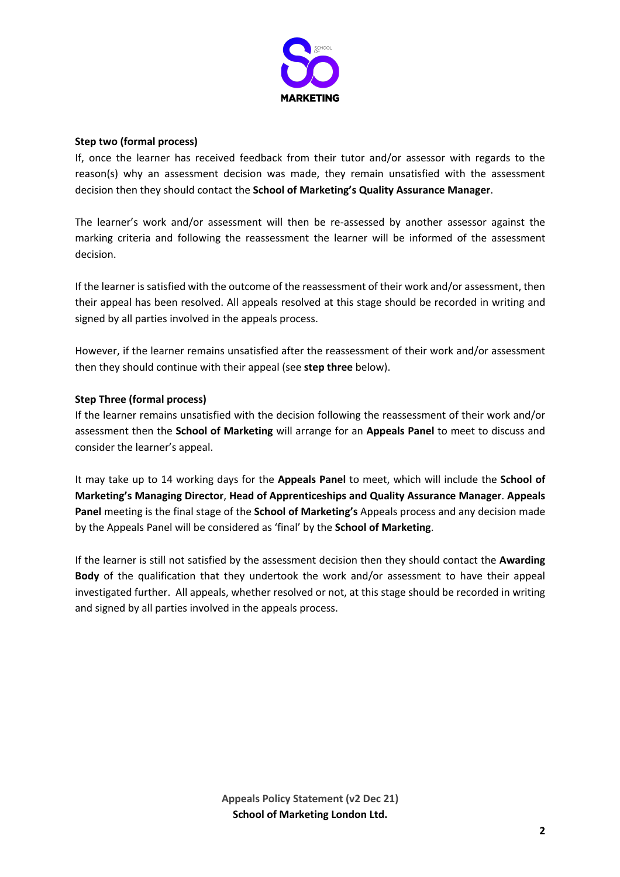**Step two (formal process)**

If, once the learner has received feedback from their tutor and/or assessor with regards to the reason(s) why an assessment decision was made, they remain unsatisfied with the assessment decision then they should contact the **School of Marketing's Quality Assurance Manager**.

The learner's work and/or assessment will then be re-assessed by another assessor against the marking criteria and following the reassessment the learner will be informed of the assessment decision.

If the learner is satisfied with the outcome of the reassessment of their work and/or assessment, then their appeal has been resolved. All appeals resolved at this stage should be recorded in writing and signed by all parties involved in the appeals process.

However, if the learner remains unsatisfied after the reassessment of their work and/or assessment then they should continue with their appeal (see **step three** below).

**Step Three (formal process)**

If the learner remains unsatisfied with the decision following the reassessment of their work and/or assessment then the **School of Marketing** will arrange for an **Appeals Panel** to meet to discuss and consider the learner's appeal.

It may take up to 14 working days for the **Appeals Panel** to meet, which will include the **School of Marketing's Managing Director**, **Head of Apprenticeships and Quality Assurance Manager**. **Appeals Panel** meeting is the final stage of the **School of Marketing's** Appeals process and any decision made by the Appeals Panel will be considered as 'final' by the **School of Marketing**.

If the learner is still not satisfied by the assessment decision then they should contact the **Awarding Body** of the qualification that they undertook the work and/or assessment to have their appeal investigated further. All appeals, whether resolved or not, at this stage should be recorded in writing and signed by all parties involved in the appeals process.